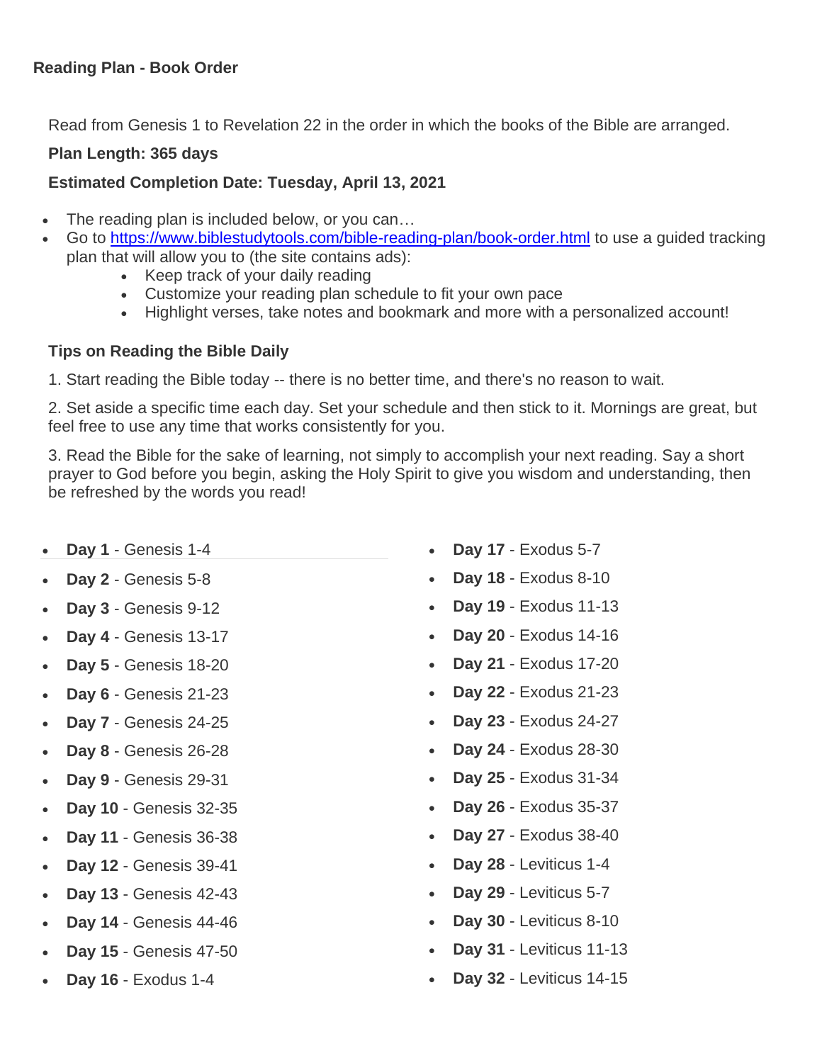## Reading Plan - Book Order

Read from Genesis 1 to Revelation 22 in the order in which the books of the Bible are arranged.

**Plan Length: 365 days**

**Estimated Completion Date: Tuesday, April 13, 2021**

- The reading plan is included below, or you can…
- Go to [https://www.biblestudytools.com/bible-reading-plan/book-order.html](https://www.biblestudytools.com/bible-reading-plan/book-order.html) to use a guided tracking plan that will allow you to (the site contains ads):
  - Keep track of your daily reading
  - Customize your reading plan schedule to fit your own pace
  - Highlight verses, take notes and bookmark and more with a personalized account!

### Tips on Reading the Bible Daily

1. Start reading the Bible today -- there is no better time, and there's no reason to wait.

2. Set aside a specific time each day. Set your schedule and then stick to it. Mornings are great, but feel free to use any time that works consistently for you.

3. Read the Bible for the sake of learning, not simply to accomplish your next reading. Say a short prayer to God before you begin, asking the Holy Spirit to give you wisdom and understanding, then be refreshed by the words you read!

- **Day 1** - Genesis 1-4
- **Day 2** - Genesis 5-8
- **Day 3** - Genesis 9-12
- **Day 4** - Genesis 13-17
- **Day 5** - Genesis 18-20
- **Day 6** - Genesis 21-23
- **Day 7** - Genesis 24-25
- **Day 8** - Genesis 26-28
- **Day 9** - Genesis 29-31
- **Day 10** - Genesis 32-35
- **Day 11** - Genesis 36-38
- **Day 12** - Genesis 39-41
- **Day 13** - Genesis 42-43
- **Day 14** - Genesis 44-46
- **Day 15** - Genesis 47-50
- **Day 16** - Exodus 1-4
- **Day 17** - Exodus 5-7
- **Day 18** - Exodus 8-10
- **Day 19** - Exodus 11-13
- **Day 20** - Exodus 14-16
- **Day 21** - Exodus 17-20
- **Day 22** - Exodus 21-23
- **Day 23** - Exodus 24-27
- **Day 24** - Exodus 28-30
- **Day 25** - Exodus 31-34
- **Day 26** - Exodus 35-37
- **Day 27** - Exodus 38-40
- **Day 28** - Leviticus 1-4
- **Day 29** - Leviticus 5-7
- **Day 30** - Leviticus 8-10
- **Day 31** - Leviticus 11-13
- **Day 32** - Leviticus 14-15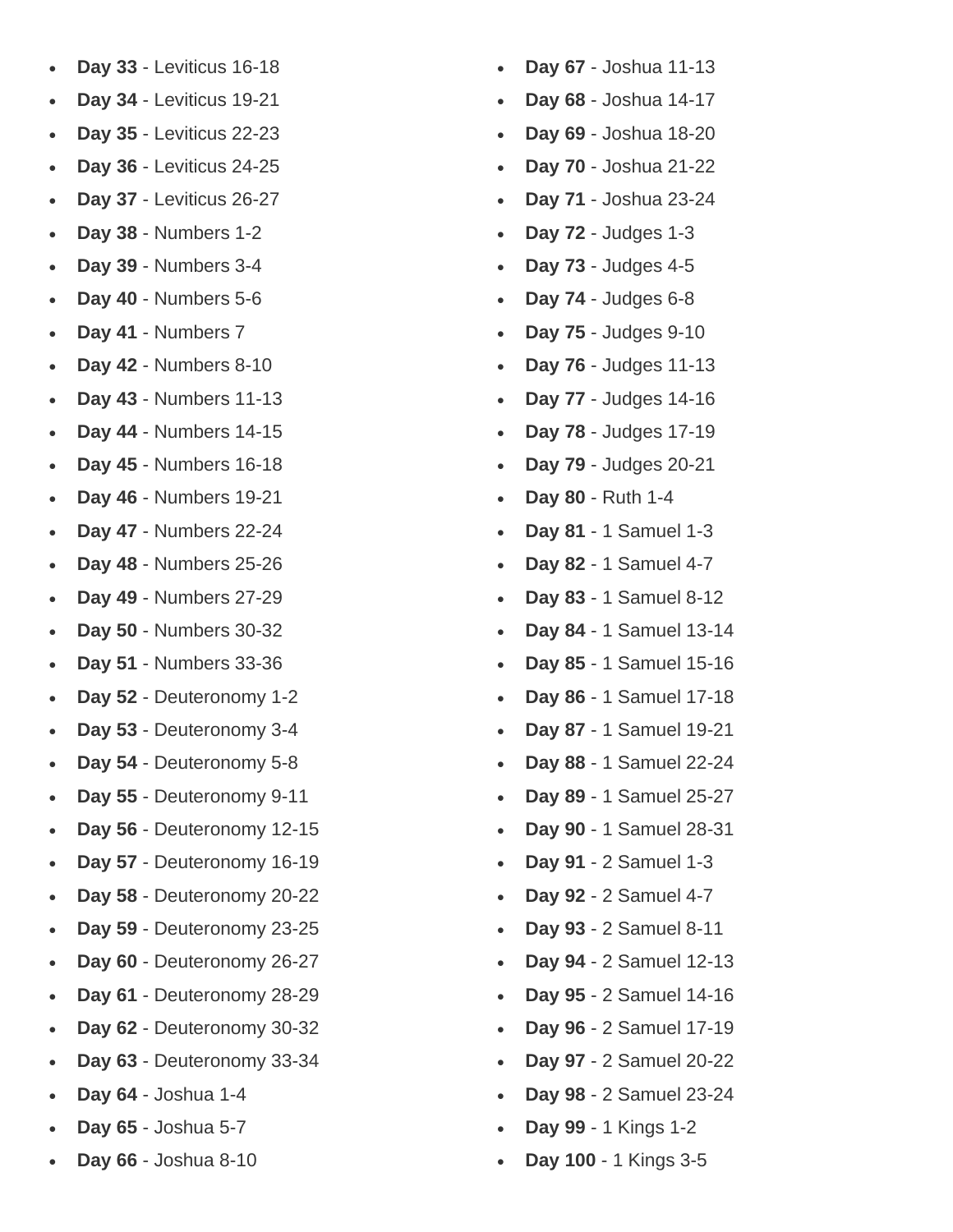- **Day 33** - Leviticus 16-18
- **Day 34** - Leviticus 19-21
- **Day 35** - Leviticus 22-23
- **Day 36** - Leviticus 24-25
- **Day 37** - Leviticus 26-27
- **Day 38** - Numbers 1-2
- **Day 39** - Numbers 3-4
- **Day 40** - Numbers 5-6
- **Day 41** - Numbers 7
- **Day 42** - Numbers 8-10
- **Day 43** - Numbers 11-13
- **Day 44** - Numbers 14-15
- **Day 45** - Numbers 16-18
- **Day 46** - Numbers 19-21
- **Day 47** - Numbers 22-24
- **Day 48** - Numbers 25-26
- **Day 49** - Numbers 27-29
- **Day 50** - Numbers 30-32
- **Day 51** - Numbers 33-36
- **Day 52** - Deuteronomy 1-2
- **Day 53** - Deuteronomy 3-4
- **Day 54** - Deuteronomy 5-8
- **Day 55** - Deuteronomy 9-11
- **Day 56** - Deuteronomy 12-15
- **Day 57** - Deuteronomy 16-19
- **Day 58** - Deuteronomy 20-22
- **Day 59** - Deuteronomy 23-25
- **Day 60** - Deuteronomy 26-27
- **Day 61** - Deuteronomy 28-29
- **Day 62** - Deuteronomy 30-32
- **Day 63** - Deuteronomy 33-34
- **Day 64** - Joshua 1-4
- **Day 65** - Joshua 5-7
- **Day 66** - Joshua 8-10
- **Day 67** - Joshua 11-13
- **Day 68** - Joshua 14-17
- **Day 69** - Joshua 18-20
- **Day 70** - Joshua 21-22
- **Day 71** - Joshua 23-24
- **Day 72** - Judges 1-3
- **Day 73** - Judges 4-5
- **Day 74** - Judges 6-8
- **Day 75** - Judges 9-10
- **Day 76** - Judges 11-13
- **Day 77** - Judges 14-16
- **Day 78** - Judges 17-19
- **Day 79** - Judges 20-21
- **Day 80** - Ruth 1-4
- **Day 81** - 1 Samuel 1-3
- **Day 82** - 1 Samuel 4-7
- **Day 83** - 1 Samuel 8-12
- **Day 84** - 1 Samuel 13-14
- **Day 85** - 1 Samuel 15-16
- **Day 86** - 1 Samuel 17-18
- **Day 87** - 1 Samuel 19-21
- **Day 88** - 1 Samuel 22-24
- **Day 89** - 1 Samuel 25-27
- **Day 90** - 1 Samuel 28-31
- **Day 91** - 2 Samuel 1-3
- **Day 92** - 2 Samuel 4-7
- **Day 93** - 2 Samuel 8-11
- **Day 94** - 2 Samuel 12-13
- **Day 95** - 2 Samuel 14-16
- **Day 96** - 2 Samuel 17-19
- **Day 97** - 2 Samuel 20-22
- **Day 98** - 2 Samuel 23-24
- **Day 99** - 1 Kings 1-2
- **Day 100** - 1 Kings 3-5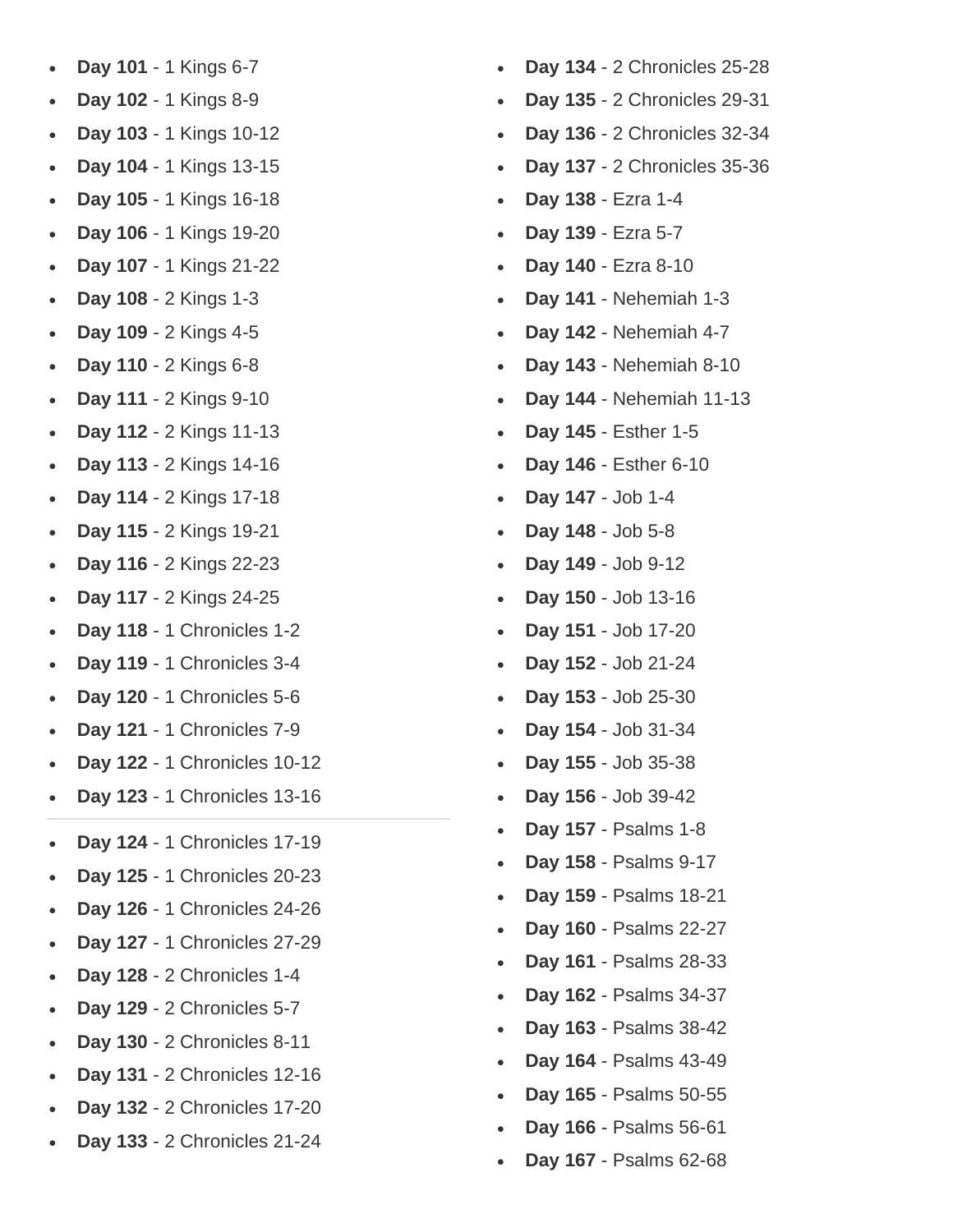- **Day 101** - 1 Kings 6-7
- **Day 102** - 1 Kings 8-9
- **Day 103** - 1 Kings 10-12
- **Day 104** - 1 Kings 13-15
- **Day 105** - 1 Kings 16-18
- **Day 106** - 1 Kings 19-20
- **Day 107** - 1 Kings 21-22
- **Day 108** - 2 Kings 1-3
- **Day 109** - 2 Kings 4-5
- **Day 110** - 2 Kings 6-8
- **Day 111** - 2 Kings 9-10
- **Day 112** - 2 Kings 11-13
- **Day 113** - 2 Kings 14-16
- **Day 114** - 2 Kings 17-18
- **Day 115** - 2 Kings 19-21
- **Day 116** - 2 Kings 22-23
- **Day 117** - 2 Kings 24-25
- **Day 118** - 1 Chronicles 1-2
- **Day 119** - 1 Chronicles 3-4
- **Day 120** - 1 Chronicles 5-6
- **Day 121** - 1 Chronicles 7-9
- **Day 122** - 1 Chronicles 10-12
- **Day 123** - 1 Chronicles 13-16

---

- **Day 124** - 1 Chronicles 17-19
- **Day 125** - 1 Chronicles 20-23
- **Day 126** - 1 Chronicles 24-26
- **Day 127** - 1 Chronicles 27-29
- **Day 128** - 2 Chronicles 1-4
- **Day 129** - 2 Chronicles 5-7
- **Day 130** - 2 Chronicles 8-11
- **Day 131** - 2 Chronicles 12-16
- **Day 132** - 2 Chronicles 17-20
- **Day 133** - 2 Chronicles 21-24
- **Day 134** - 2 Chronicles 25-28
- **Day 135** - 2 Chronicles 29-31
- **Day 136** - 2 Chronicles 32-34
- **Day 137** - 2 Chronicles 35-36
- **Day 138** - Ezra 1-4
- **Day 139** - Ezra 5-7
- **Day 140** - Ezra 8-10
- **Day 141** - Nehemiah 1-3
- **Day 142** - Nehemiah 4-7
- **Day 143** - Nehemiah 8-10
- **Day 144** - Nehemiah 11-13
- **Day 145** - Esther 1-5
- **Day 146** - Esther 6-10
- **Day 147** - Job 1-4
- **Day 148** - Job 5-8
- **Day 149** - Job 9-12
- **Day 150** - Job 13-16
- **Day 151** - Job 17-20
- **Day 152** - Job 21-24
- **Day 153** - Job 25-30
- **Day 154** - Job 31-34
- **Day 155** - Job 35-38
- **Day 156** - Job 39-42
- **Day 157** - Psalms 1-8
- **Day 158** - Psalms 9-17
- **Day 159** - Psalms 18-21
- **Day 160** - Psalms 22-27
- **Day 161** - Psalms 28-33
- **Day 162** - Psalms 34-37
- **Day 163** - Psalms 38-42
- **Day 164** - Psalms 43-49
- **Day 165** - Psalms 50-55
- **Day 166** - Psalms 56-61
- **Day 167** - Psalms 62-68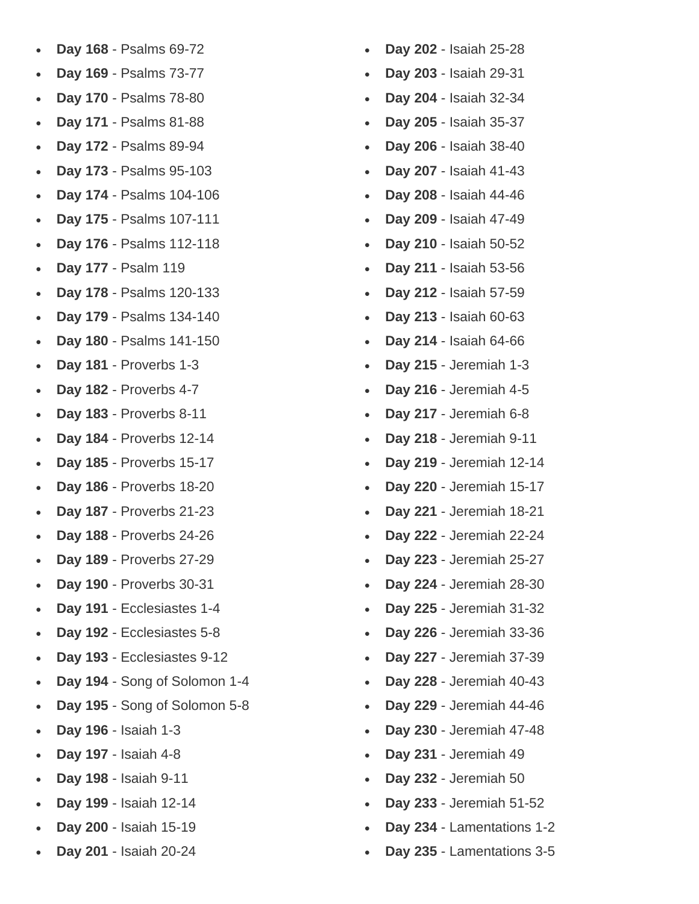- **Day 168** - Psalms 69-72
- **Day 169** - Psalms 73-77
- **Day 170** - Psalms 78-80
- **Day 171** - Psalms 81-88
- **Day 172** - Psalms 89-94
- **Day 173** - Psalms 95-103
- **Day 174** - Psalms 104-106
- **Day 175** - Psalms 107-111
- **Day 176** - Psalms 112-118
- **Day 177** - Psalm 119
- **Day 178** - Psalms 120-133
- **Day 179** - Psalms 134-140
- **Day 180** - Psalms 141-150
- **Day 181** - Proverbs 1-3
- **Day 182** - Proverbs 4-7
- **Day 183** - Proverbs 8-11
- **Day 184** - Proverbs 12-14
- **Day 185** - Proverbs 15-17
- **Day 186** - Proverbs 18-20
- **Day 187** - Proverbs 21-23
- **Day 188** - Proverbs 24-26
- **Day 189** - Proverbs 27-29
- **Day 190** - Proverbs 30-31
- **Day 191** - Ecclesiastes 1-4
- **Day 192** - Ecclesiastes 5-8
- **Day 193** - Ecclesiastes 9-12
- **Day 194** - Song of Solomon 1-4
- **Day 195** - Song of Solomon 5-8
- **Day 196** - Isaiah 1-3
- **Day 197** - Isaiah 4-8
- **Day 198** - Isaiah 9-11
- **Day 199** - Isaiah 12-14
- **Day 200** - Isaiah 15-19
- **Day 201** - Isaiah 20-24
- **Day 202** - Isaiah 25-28
- **Day 203** - Isaiah 29-31
- **Day 204** - Isaiah 32-34
- **Day 205** - Isaiah 35-37
- **Day 206** - Isaiah 38-40
- **Day 207** - Isaiah 41-43
- **Day 208** - Isaiah 44-46
- **Day 209** - Isaiah 47-49
- **Day 210** - Isaiah 50-52
- **Day 211** - Isaiah 53-56
- **Day 212** - Isaiah 57-59
- **Day 213** - Isaiah 60-63
- **Day 214** - Isaiah 64-66
- **Day 215** - Jeremiah 1-3
- **Day 216** - Jeremiah 4-5
- **Day 217** - Jeremiah 6-8
- **Day 218** - Jeremiah 9-11
- **Day 219** - Jeremiah 12-14
- **Day 220** - Jeremiah 15-17
- **Day 221** - Jeremiah 18-21
- **Day 222** - Jeremiah 22-24
- **Day 223** - Jeremiah 25-27
- **Day 224** - Jeremiah 28-30
- **Day 225** - Jeremiah 31-32
- **Day 226** - Jeremiah 33-36
- **Day 227** - Jeremiah 37-39
- **Day 228** - Jeremiah 40-43
- **Day 229** - Jeremiah 44-46
- **Day 230** - Jeremiah 47-48
- **Day 231** - Jeremiah 49
- **Day 232** - Jeremiah 50
- **Day 233** - Jeremiah 51-52
- **Day 234** - Lamentations 1-2
- **Day 235** - Lamentations 3-5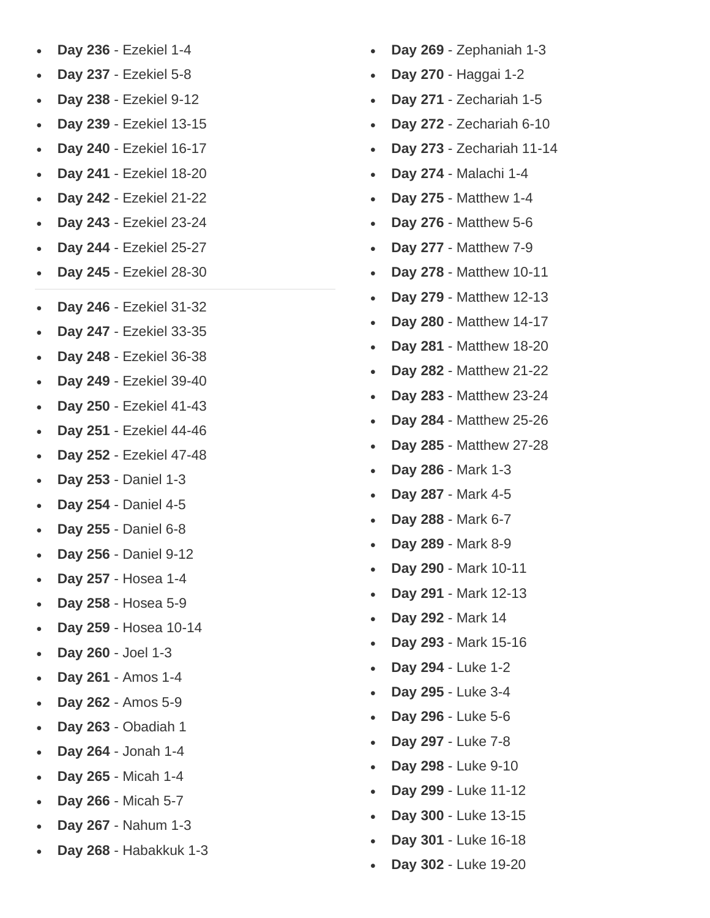- **Day 236** - Ezekiel 1-4
- **Day 237** - Ezekiel 5-8
- **Day 238** - Ezekiel 9-12
- **Day 239** - Ezekiel 13-15
- **Day 240** - Ezekiel 16-17
- **Day 241** - Ezekiel 18-20
- **Day 242** - Ezekiel 21-22
- **Day 243** - Ezekiel 23-24
- **Day 244** - Ezekiel 25-27
- **Day 245** - Ezekiel 28-30

---

- **Day 246** - Ezekiel 31-32
- **Day 247** - Ezekiel 33-35
- **Day 248** - Ezekiel 36-38
- **Day 249** - Ezekiel 39-40
- **Day 250** - Ezekiel 41-43
- **Day 251** - Ezekiel 44-46
- **Day 252** - Ezekiel 47-48
- **Day 253** - Daniel 1-3
- **Day 254** - Daniel 4-5
- **Day 255** - Daniel 6-8
- **Day 256** - Daniel 9-12
- **Day 257** - Hosea 1-4
- **Day 258** - Hosea 5-9
- **Day 259** - Hosea 10-14
- **Day 260** - Joel 1-3
- **Day 261** - Amos 1-4
- **Day 262** - Amos 5-9
- **Day 263** - Obadiah 1
- **Day 264** - Jonah 1-4
- **Day 265** - Micah 1-4
- **Day 266** - Micah 5-7
- **Day 267** - Nahum 1-3
- **Day 268** - Habakkuk 1-3
- **Day 269** - Zephaniah 1-3
- **Day 270** - Haggai 1-2
- **Day 271** - Zechariah 1-5
- **Day 272** - Zechariah 6-10
- **Day 273** - Zechariah 11-14
- **Day 274** - Malachi 1-4
- **Day 275** - Matthew 1-4
- **Day 276** - Matthew 5-6
- **Day 277** - Matthew 7-9
- **Day 278** - Matthew 10-11
- **Day 279** - Matthew 12-13
- **Day 280** - Matthew 14-17
- **Day 281** - Matthew 18-20
- **Day 282** - Matthew 21-22
- **Day 283** - Matthew 23-24
- **Day 284** - Matthew 25-26
- **Day 285** - Matthew 27-28
- **Day 286** - Mark 1-3
- **Day 287** - Mark 4-5
- **Day 288** - Mark 6-7
- **Day 289** - Mark 8-9
- **Day 290** - Mark 10-11
- **Day 291** - Mark 12-13
- **Day 292** - Mark 14
- **Day 293** - Mark 15-16
- **Day 294** - Luke 1-2
- **Day 295** - Luke 3-4
- **Day 296** - Luke 5-6
- **Day 297** - Luke 7-8
- **Day 298** - Luke 9-10
- **Day 299** - Luke 11-12
- **Day 300** - Luke 13-15
- **Day 301** - Luke 16-18
- **Day 302** - Luke 19-20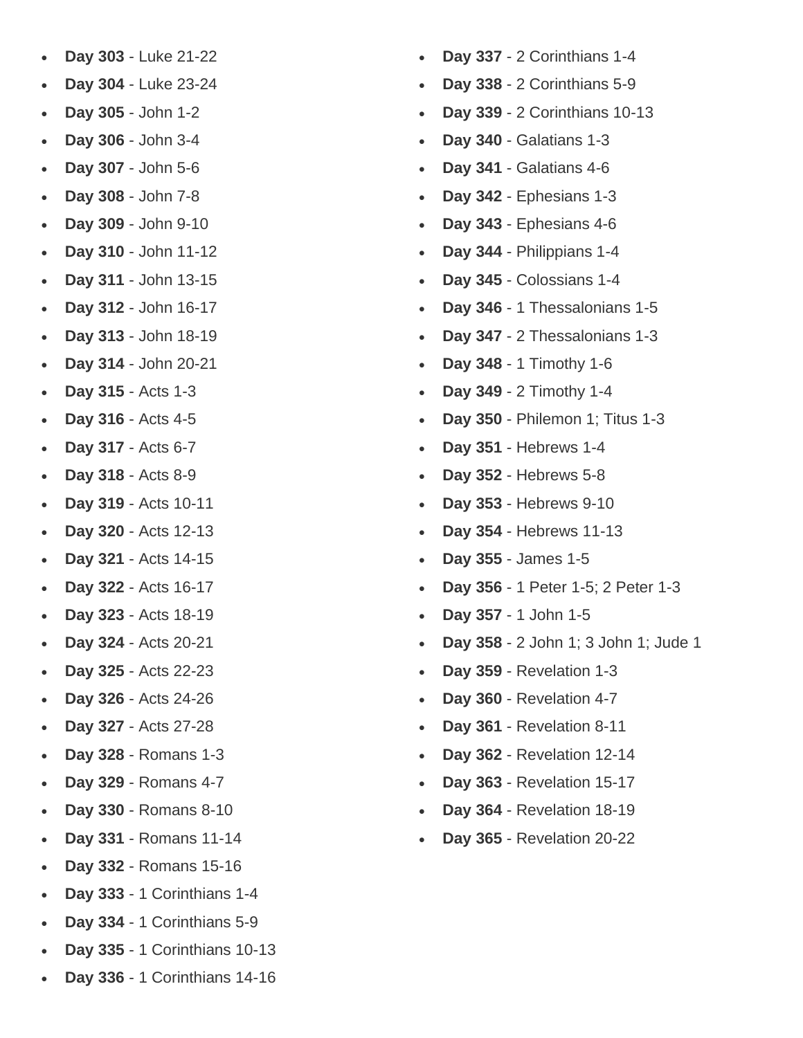- **Day 303** - Luke 21-22
- **Day 304** - Luke 23-24
- **Day 305** - John 1-2
- **Day 306** - John 3-4
- **Day 307** - John 5-6
- **Day 308** - John 7-8
- **Day 309** - John 9-10
- **Day 310** - John 11-12
- **Day 311** - John 13-15
- **Day 312** - John 16-17
- **Day 313** - John 18-19
- **Day 314** - John 20-21
- **Day 315** - Acts 1-3
- **Day 316** - Acts 4-5
- **Day 317** - Acts 6-7
- **Day 318** - Acts 8-9
- **Day 319** - Acts 10-11
- **Day 320** - Acts 12-13
- **Day 321** - Acts 14-15
- **Day 322** - Acts 16-17
- **Day 323** - Acts 18-19
- **Day 324** - Acts 20-21
- **Day 325** - Acts 22-23
- **Day 326** - Acts 24-26
- **Day 327** - Acts 27-28
- **Day 328** - Romans 1-3
- **Day 329** - Romans 4-7
- **Day 330** - Romans 8-10
- **Day 331** - Romans 11-14
- **Day 332** - Romans 15-16
- **Day 333** - 1 Corinthians 1-4
- **Day 334** - 1 Corinthians 5-9
- **Day 335** - 1 Corinthians 10-13
- **Day 336** - 1 Corinthians 14-16
- **Day 337** - 2 Corinthians 1-4
- **Day 338** - 2 Corinthians 5-9
- **Day 339** - 2 Corinthians 10-13
- **Day 340** - Galatians 1-3
- **Day 341** - Galatians 4-6
- **Day 342** - Ephesians 1-3
- **Day 343** - Ephesians 4-6
- **Day 344** - Philippians 1-4
- **Day 345** - Colossians 1-4
- **Day 346** - 1 Thessalonians 1-5
- **Day 347** - 2 Thessalonians 1-3
- **Day 348** - 1 Timothy 1-6
- **Day 349** - 2 Timothy 1-4
- **Day 350** - Philemon 1; Titus 1-3
- **Day 351** - Hebrews 1-4
- **Day 352** - Hebrews 5-8
- **Day 353** - Hebrews 9-10
- **Day 354** - Hebrews 11-13
- **Day 355** - James 1-5
- **Day 356** - 1 Peter 1-5; 2 Peter 1-3
- **Day 357** - 1 John 1-5
- **Day 358** - 2 John 1; 3 John 1; Jude 1
- **Day 359** - Revelation 1-3
- **Day 360** - Revelation 4-7
- **Day 361** - Revelation 8-11
- **Day 362** - Revelation 12-14
- **Day 363** - Revelation 15-17
- **Day 364** - Revelation 18-19
- **Day 365** - Revelation 20-22